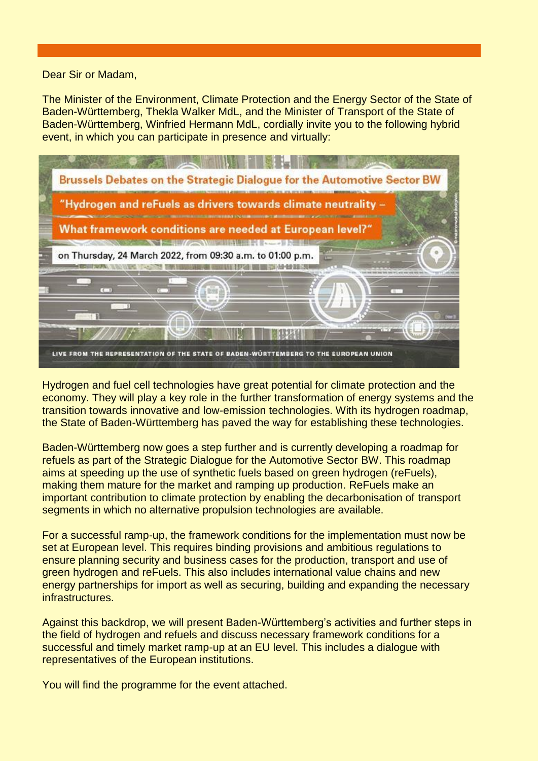Dear Sir or Madam,

The Minister of the Environment, Climate Protection and the Energy Sector of the State of Baden-Württemberg, Thekla Walker MdL, and the Minister of Transport of the State of Baden-Württemberg, Winfried Hermann MdL, cordially invite you to the following hybrid event, in which you can participate in presence and virtually:

**Brussels Debates on the Strategic Dialogue for the Automotive Sector BW**

**"Hydrogen and reFuels as drivers towards climate neutrality – What framework conditions are needed at European level?"**

on Thursday, 24 March 2022, from 09:30 a.m. to 01:00 p.m.

LIVE FROM THE REPRESENTATION OF THE STATE OF BADEN-WÜRTTEMBERG TO THE EUROPEAN UNION

Hydrogen and fuel cell technologies have great potential for climate protection and the economy. They will play a key role in the further transformation of energy systems and the transition towards innovative and low-emission technologies. With its hydrogen roadmap, the State of Baden-Württemberg has paved the way for establishing these technologies.

Baden-Württemberg now goes a step further and is currently developing a roadmap for refuels as part of the Strategic Dialogue for the Automotive Sector BW. This roadmap aims at speeding up the use of synthetic fuels based on green hydrogen (reFuels), making them mature for the market and ramping up production. ReFuels make an important contribution to climate protection by enabling the decarbonisation of transport segments in which no alternative propulsion technologies are available.

For a successful ramp-up, the framework conditions for the implementation must now be set at European level. This requires binding provisions and ambitious regulations to ensure planning security and business cases for the production, transport and use of green hydrogen and reFuels. This also includes international value chains and new energy partnerships for import as well as securing, building and expanding the necessary infrastructures.

Against this backdrop, we will present Baden-Württemberg's activities and further steps in the field of hydrogen and refuels and discuss necessary framework conditions for a successful and timely market ramp-up at an EU level. This includes a dialogue with representatives of the European institutions.

You will find the programme for the event attached.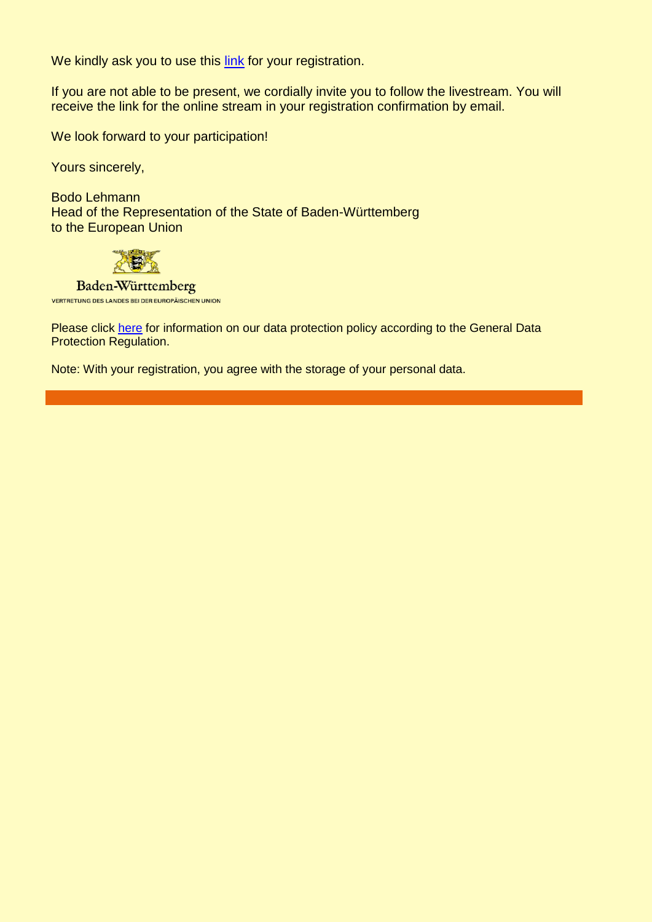We kindly ask you to use this link for your registration.

If you are not able to be present, we cordially invite you to follow the livestream. You will receive the link for the online stream in your registration confirmation by email.

We look forward to your participation!

Yours sincerely,

Bodo Lehmann
Head of the Representation of the State of Baden-Württemberg
to the European Union

Baden-Württemberg
VERTRETUNG DES LANDES BEI DER EUROPÄISCHEN UNION

Please click here for information on our data protection policy according to the General Data Protection Regulation.

Note: With your registration, you agree with the storage of your personal data.